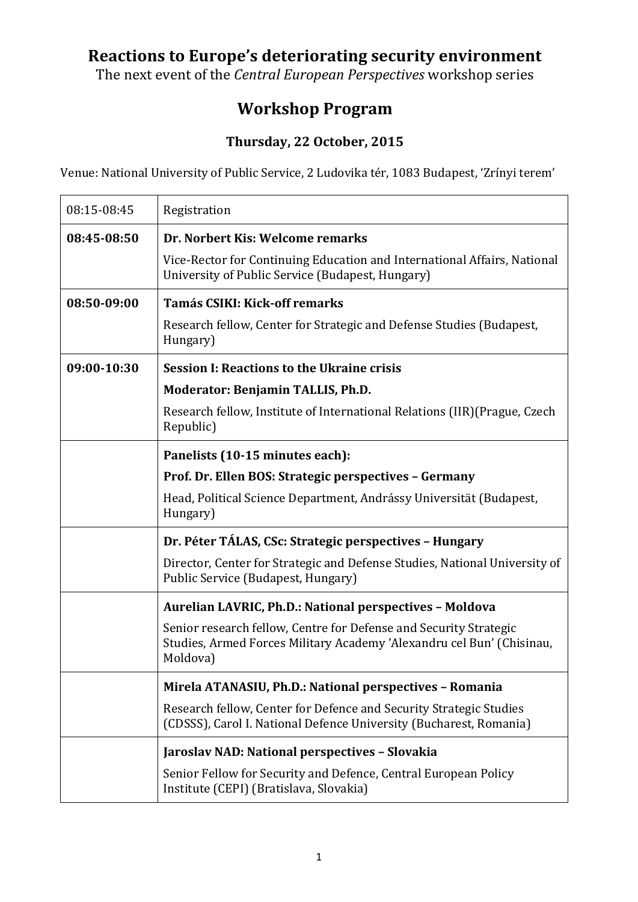# Reactions to Europe's deteriorating security environment

The next event of the *Central European Perspectives* workshop series

## Workshop Program

### Thursday, 22 October, 2015

Venue: National University of Public Service, 2 Ludovika tér, 1083 Budapest, 'Zrínyi terem'

| | |
|---|---|
| 08:15-08:45 | Registration |
| **08:45-08:50** | **Dr. Norbert Kis: Welcome remarks**<br>Vice-Rector for Continuing Education and International Affairs, National University of Public Service (Budapest, Hungary) |
| **08:50-09:00** | **Tamás CSIKI: Kick-off remarks**<br>Research fellow, Center for Strategic and Defense Studies (Budapest, Hungary) |
| **09:00-10:30** | **Session I: Reactions to the Ukraine crisis**<br>**Moderator: Benjamin TALLIS, Ph.D.**<br>Research fellow, Institute of International Relations (IIR)(Prague, Czech Republic) |
| | **Panelists (10-15 minutes each):**<br>**Prof. Dr. Ellen BOS: Strategic perspectives – Germany**<br>Head, Political Science Department, Andrássy Universität (Budapest, Hungary) |
| | **Dr. Péter TÁLAS, CSc: Strategic perspectives – Hungary**<br>Director, Center for Strategic and Defense Studies, National University of Public Service (Budapest, Hungary) |
| | **Aurelian LAVRIC, Ph.D.: National perspectives – Moldova**<br>Senior research fellow, Centre for Defense and Security Strategic Studies, Armed Forces Military Academy 'Alexandru cel Bun' (Chisinau, Moldova) |
| | **Mirela ATANASIU, Ph.D.: National perspectives – Romania**<br>Research fellow, Center for Defence and Security Strategic Studies (CDSSS), Carol I. National Defence University (Bucharest, Romania) |
| | **Jaroslav NAD: National perspectives – Slovakia**<br>Senior Fellow for Security and Defence, Central European Policy Institute (CEPI) (Bratislava, Slovakia) |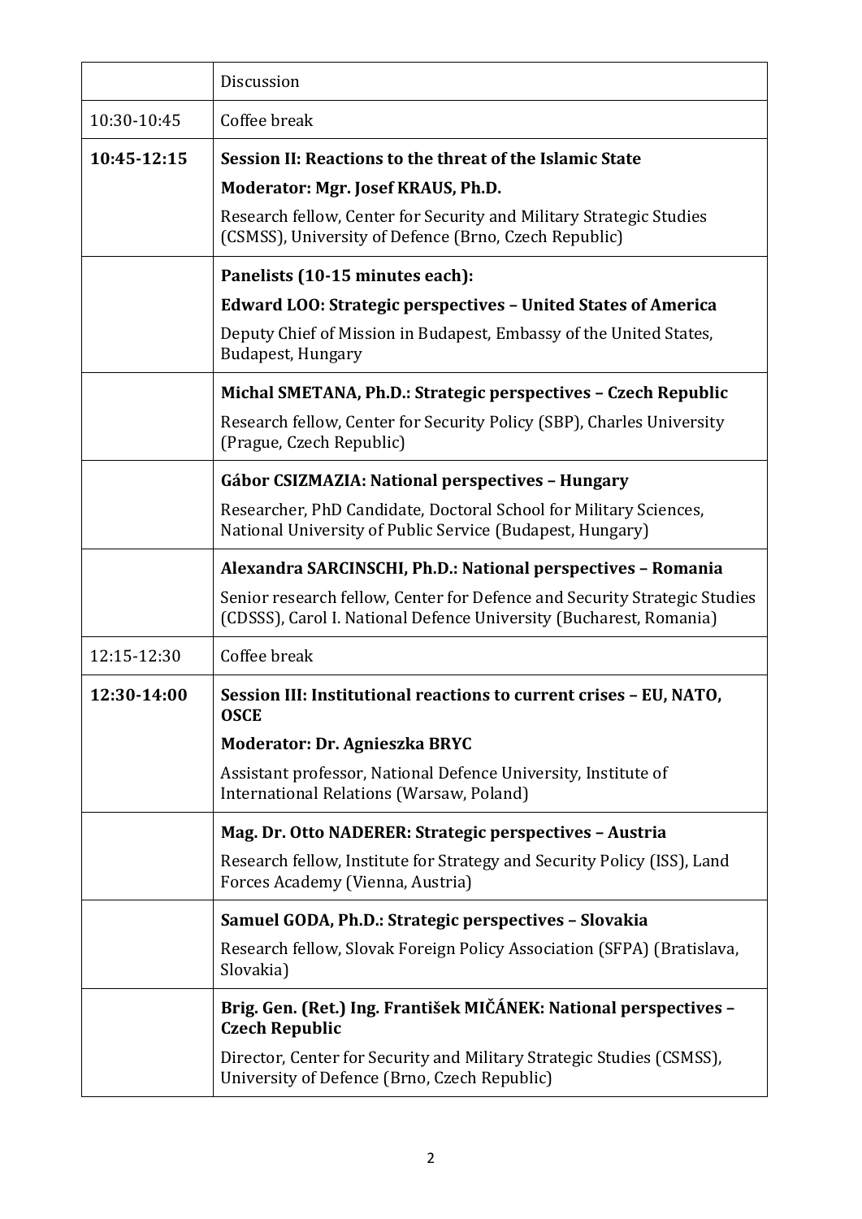| | |
|---|---|
| | Discussion |
| 10:30-10:45 | Coffee break |
| **10:45-12:15** | **Session II: Reactions to the threat of the Islamic State**<br>**Moderator: Mgr. Josef KRAUS, Ph.D.**<br>Research fellow, Center for Security and Military Strategic Studies (CSMSS), University of Defence (Brno, Czech Republic) |
| | **Panelists (10-15 minutes each):**<br>**Edward LOO: Strategic perspectives – United States of America**<br>Deputy Chief of Mission in Budapest, Embassy of the United States, Budapest, Hungary |
| | **Michal SMETANA, Ph.D.: Strategic perspectives – Czech Republic**<br>Research fellow, Center for Security Policy (SBP), Charles University (Prague, Czech Republic) |
| | **Gábor CSIZMAZIA: National perspectives – Hungary**<br>Researcher, PhD Candidate, Doctoral School for Military Sciences, National University of Public Service (Budapest, Hungary) |
| | **Alexandra SARCINSCHI, Ph.D.: National perspectives – Romania**<br>Senior research fellow, Center for Defence and Security Strategic Studies (CDSSS), Carol I. National Defence University (Bucharest, Romania) |
| 12:15-12:30 | Coffee break |
| **12:30-14:00** | **Session III: Institutional reactions to current crises – EU, NATO, OSCE**<br>**Moderator: Dr. Agnieszka BRYC**<br>Assistant professor, National Defence University, Institute of International Relations (Warsaw, Poland) |
| | **Mag. Dr. Otto NADERER: Strategic perspectives – Austria**<br>Research fellow, Institute for Strategy and Security Policy (ISS), Land Forces Academy (Vienna, Austria) |
| | **Samuel GODA, Ph.D.: Strategic perspectives – Slovakia**<br>Research fellow, Slovak Foreign Policy Association (SFPA) (Bratislava, Slovakia) |
| | **Brig. Gen. (Ret.) Ing. František MIČÁNEK: National perspectives – Czech Republic**<br>Director, Center for Security and Military Strategic Studies (CSMSS), University of Defence (Brno, Czech Republic) |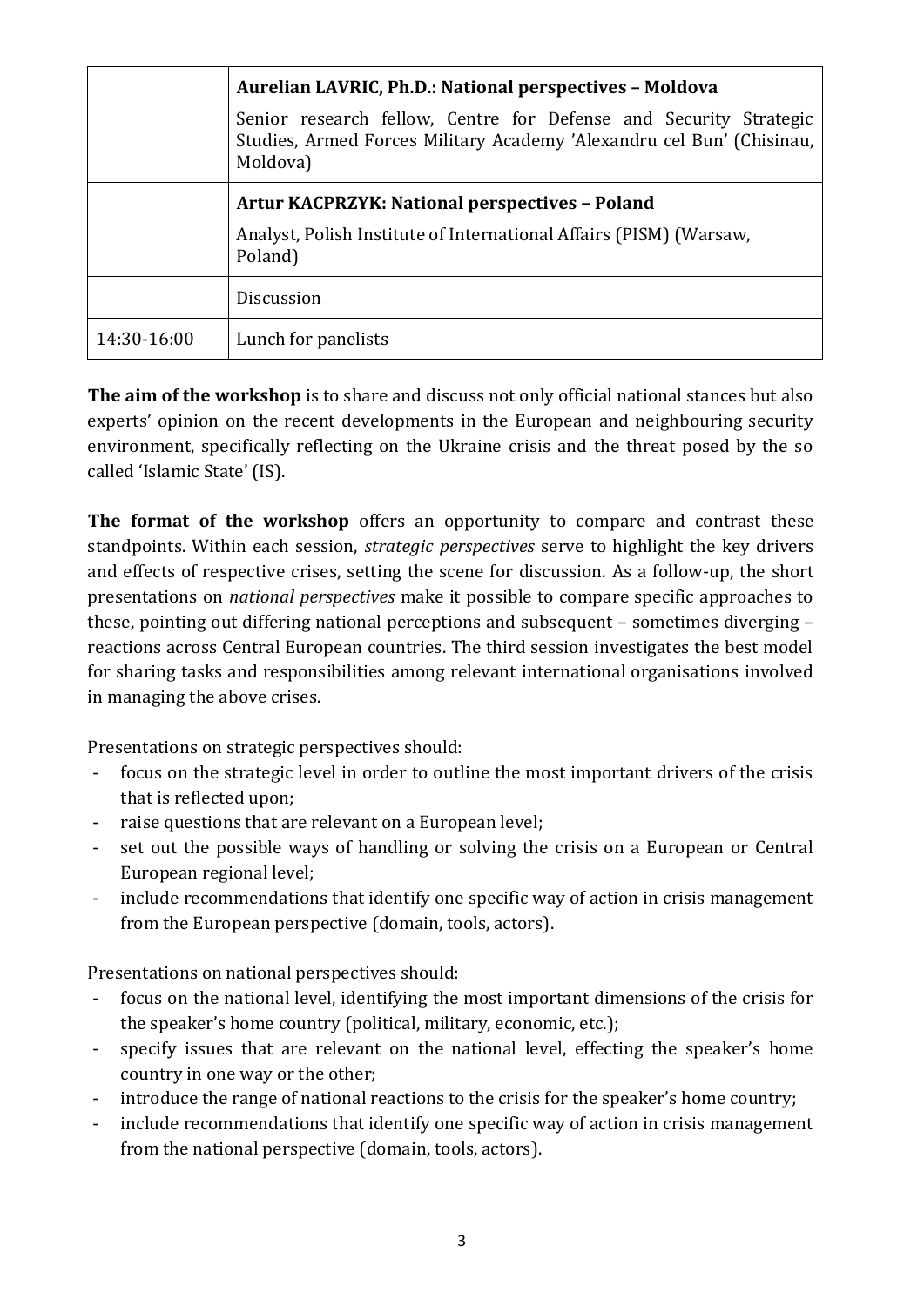| | |
|---|---|
| | **Aurelian LAVRIC, Ph.D.: National perspectives – Moldova**<br>Senior research fellow, Centre for Defense and Security Strategic Studies, Armed Forces Military Academy 'Alexandru cel Bun' (Chisinau, Moldova) |
| | **Artur KACPRZYK: National perspectives – Poland**<br>Analyst, Polish Institute of International Affairs (PISM) (Warsaw, Poland) |
| | Discussion |
| 14:30-16:00 | Lunch for panelists |

**The aim of the workshop** is to share and discuss not only official national stances but also experts' opinion on the recent developments in the European and neighbouring security environment, specifically reflecting on the Ukraine crisis and the threat posed by the so called 'Islamic State' (IS).

**The format of the workshop** offers an opportunity to compare and contrast these standpoints. Within each session, *strategic perspectives* serve to highlight the key drivers and effects of respective crises, setting the scene for discussion. As a follow-up, the short presentations on *national perspectives* make it possible to compare specific approaches to these, pointing out differing national perceptions and subsequent – sometimes diverging – reactions across Central European countries. The third session investigates the best model for sharing tasks and responsibilities among relevant international organisations involved in managing the above crises.

Presentations on strategic perspectives should:

- focus on the strategic level in order to outline the most important drivers of the crisis that is reflected upon;
- raise questions that are relevant on a European level;
- set out the possible ways of handling or solving the crisis on a European or Central European regional level;
- include recommendations that identify one specific way of action in crisis management from the European perspective (domain, tools, actors).

Presentations on national perspectives should:

- focus on the national level, identifying the most important dimensions of the crisis for the speaker's home country (political, military, economic, etc.);
- specify issues that are relevant on the national level, effecting the speaker's home country in one way or the other;
- introduce the range of national reactions to the crisis for the speaker's home country;
- include recommendations that identify one specific way of action in crisis management from the national perspective (domain, tools, actors).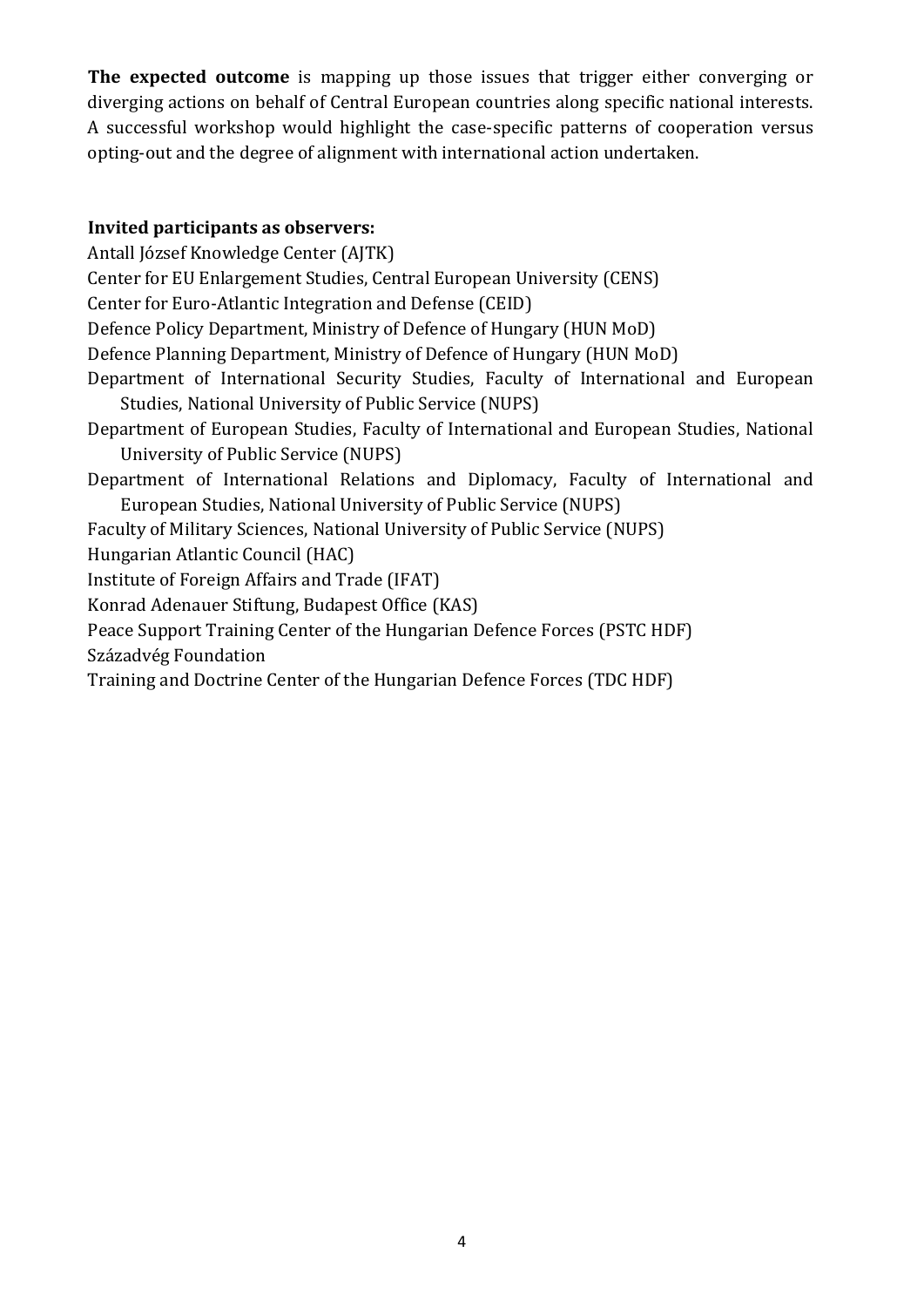**The expected outcome** is mapping up those issues that trigger either converging or diverging actions on behalf of Central European countries along specific national interests. A successful workshop would highlight the case-specific patterns of cooperation versus opting-out and the degree of alignment with international action undertaken.

**Invited participants as observers:**

Antall József Knowledge Center (AJTK)
Center for EU Enlargement Studies, Central European University (CENS)
Center for Euro-Atlantic Integration and Defense (CEID)
Defence Policy Department, Ministry of Defence of Hungary (HUN MoD)
Defence Planning Department, Ministry of Defence of Hungary (HUN MoD)
Department of International Security Studies, Faculty of International and European Studies, National University of Public Service (NUPS)
Department of European Studies, Faculty of International and European Studies, National University of Public Service (NUPS)
Department of International Relations and Diplomacy, Faculty of International and European Studies, National University of Public Service (NUPS)
Faculty of Military Sciences, National University of Public Service (NUPS)
Hungarian Atlantic Council (HAC)
Institute of Foreign Affairs and Trade (IFAT)
Konrad Adenauer Stiftung, Budapest Office (KAS)
Peace Support Training Center of the Hungarian Defence Forces (PSTC HDF)
Századvég Foundation
Training and Doctrine Center of the Hungarian Defence Forces (TDC HDF)